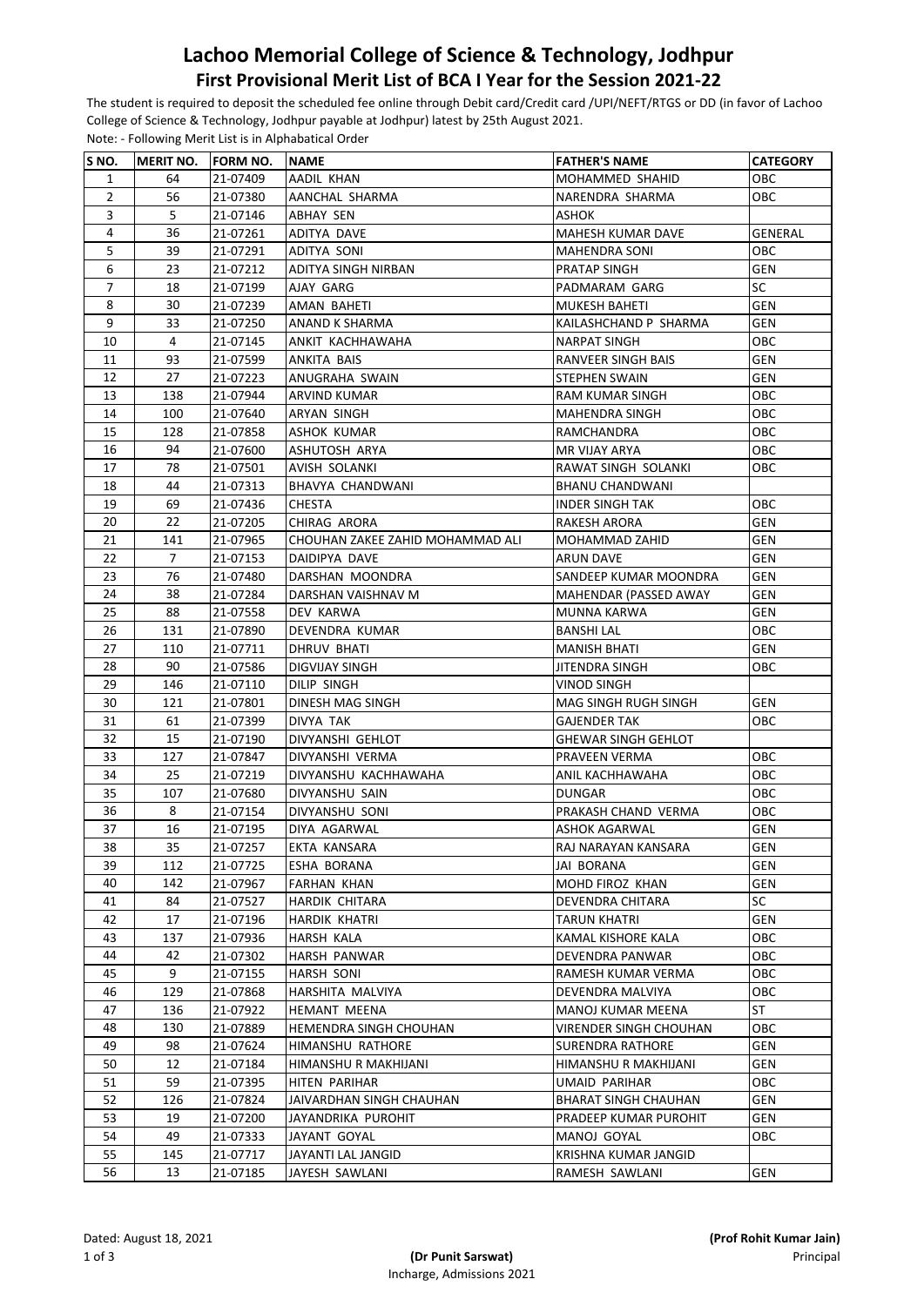# Lachoo Memorial College of Science & Technology, Jodhpur

## First Provisional Merit List of BCA I Year for the Session 2021-22

The student is required to deposit the scheduled fee online through Debit card/Credit card /UPI/NEFT/RTGS or DD (in favor of Lachoo College of Science & Technology, Jodhpur payable at Jodhpur) latest by 25th August 2021.

Note: - Following Merit List is in Alphabatical Order

| S NO. | MERIT NO. | FORM NO. | NAME | FATHER'S NAME | CATEGORY |
|---|---|---|---|---|---|
| 1 | 64 | 21-07409 | AADIL KHAN | MOHAMMED SHAHID | OBC |
| 2 | 56 | 21-07380 | AANCHAL SHARMA | NARENDRA SHARMA | OBC |
| 3 | 5 | 21-07146 | ABHAY SEN | ASHOK | |
| 4 | 36 | 21-07261 | ADITYA DAVE | MAHESH KUMAR DAVE | GENERAL |
| 5 | 39 | 21-07291 | ADITYA SONI | MAHENDRA SONI | OBC |
| 6 | 23 | 21-07212 | ADITYA SINGH NIRBAN | PRATAP SINGH | GEN |
| 7 | 18 | 21-07199 | AJAY GARG | PADMARAM GARG | SC |
| 8 | 30 | 21-07239 | AMAN BAHETI | MUKESH BAHETI | GEN |
| 9 | 33 | 21-07250 | ANAND K SHARMA | KAILASHCHAND P SHARMA | GEN |
| 10 | 4 | 21-07145 | ANKIT KACHHAWAHA | NARPAT SINGH | OBC |
| 11 | 93 | 21-07599 | ANKITA BAIS | RANVEER SINGH BAIS | GEN |
| 12 | 27 | 21-07223 | ANUGRAHA SWAIN | STEPHEN SWAIN | GEN |
| 13 | 138 | 21-07944 | ARVIND KUMAR | RAM KUMAR SINGH | OBC |
| 14 | 100 | 21-07640 | ARYAN SINGH | MAHENDRA SINGH | OBC |
| 15 | 128 | 21-07858 | ASHOK KUMAR | RAMCHANDRA | OBC |
| 16 | 94 | 21-07600 | ASHUTOSH ARYA | MR VIJAY ARYA | OBC |
| 17 | 78 | 21-07501 | AVISH SOLANKI | RAWAT SINGH SOLANKI | OBC |
| 18 | 44 | 21-07313 | BHAVYA CHANDWANI | BHANU CHANDWANI | |
| 19 | 69 | 21-07436 | CHESTA | INDER SINGH TAK | OBC |
| 20 | 22 | 21-07205 | CHIRAG ARORA | RAKESH ARORA | GEN |
| 21 | 141 | 21-07965 | CHOUHAN ZAKEE ZAHID MOHAMMAD ALI | MOHAMMAD ZAHID | GEN |
| 22 | 7 | 21-07153 | DAIDIPYA DAVE | ARUN DAVE | GEN |
| 23 | 76 | 21-07480 | DARSHAN MOONDRA | SANDEEP KUMAR MOONDRA | GEN |
| 24 | 38 | 21-07284 | DARSHAN VAISHNAV M | MAHENDAR (PASSED AWAY | GEN |
| 25 | 88 | 21-07558 | DEV KARWA | MUNNA KARWA | GEN |
| 26 | 131 | 21-07890 | DEVENDRA KUMAR | BANSHI LAL | OBC |
| 27 | 110 | 21-07711 | DHRUV BHATI | MANISH BHATI | GEN |
| 28 | 90 | 21-07586 | DIGVIJAY SINGH | JITENDRA SINGH | OBC |
| 29 | 146 | 21-07110 | DILIP SINGH | VINOD SINGH | |
| 30 | 121 | 21-07801 | DINESH MAG SINGH | MAG SINGH RUGH SINGH | GEN |
| 31 | 61 | 21-07399 | DIVYA TAK | GAJENDER TAK | OBC |
| 32 | 15 | 21-07190 | DIVYANSHI GEHLOT | GHEWAR SINGH GEHLOT | |
| 33 | 127 | 21-07847 | DIVYANSHI VERMA | PRAVEEN VERMA | OBC |
| 34 | 25 | 21-07219 | DIVYANSHU KACHHAWAHA | ANIL KACHHAWAHA | OBC |
| 35 | 107 | 21-07680 | DIVYANSHU SAIN | DUNGAR | OBC |
| 36 | 8 | 21-07154 | DIVYANSHU SONI | PRAKASH CHAND VERMA | OBC |
| 37 | 16 | 21-07195 | DIYA AGARWAL | ASHOK AGARWAL | GEN |
| 38 | 35 | 21-07257 | EKTA KANSARA | RAJ NARAYAN KANSARA | GEN |
| 39 | 112 | 21-07725 | ESHA BORANA | JAI BORANA | GEN |
| 40 | 142 | 21-07967 | FARHAN KHAN | MOHD FIROZ KHAN | GEN |
| 41 | 84 | 21-07527 | HARDIK CHITARA | DEVENDRA CHITARA | SC |
| 42 | 17 | 21-07196 | HARDIK KHATRI | TARUN KHATRI | GEN |
| 43 | 137 | 21-07936 | HARSH KALA | KAMAL KISHORE KALA | OBC |
| 44 | 42 | 21-07302 | HARSH PANWAR | DEVENDRA PANWAR | OBC |
| 45 | 9 | 21-07155 | HARSH SONI | RAMESH KUMAR VERMA | OBC |
| 46 | 129 | 21-07868 | HARSHITA MALVIYA | DEVENDRA MALVIYA | OBC |
| 47 | 136 | 21-07922 | HEMANT MEENA | MANOJ KUMAR MEENA | ST |
| 48 | 130 | 21-07889 | HEMENDRA SINGH CHOUHAN | VIRENDER SINGH CHOUHAN | OBC |
| 49 | 98 | 21-07624 | HIMANSHU RATHORE | SURENDRA RATHORE | GEN |
| 50 | 12 | 21-07184 | HIMANSHU R MAKHIJANI | HIMANSHU R MAKHIJANI | GEN |
| 51 | 59 | 21-07395 | HITEN PARIHAR | UMAID PARIHAR | OBC |
| 52 | 126 | 21-07824 | JAIVARDHAN SINGH CHAUHAN | BHARAT SINGH CHAUHAN | GEN |
| 53 | 19 | 21-07200 | JAYANDRIKA PUROHIT | PRADEEP KUMAR PUROHIT | GEN |
| 54 | 49 | 21-07333 | JAYANT GOYAL | MANOJ GOYAL | OBC |
| 55 | 145 | 21-07717 | JAYANTI LAL JANGID | KRISHNA KUMAR JANGID | |
| 56 | 13 | 21-07185 | JAYESH SAWLANI | RAMESH SAWLANI | GEN |

Dated: August 18, 2021

**(Dr Punit Sarswat)**
Incharge, Admissions 2021

**(Prof Rohit Kumar Jain)**
Principal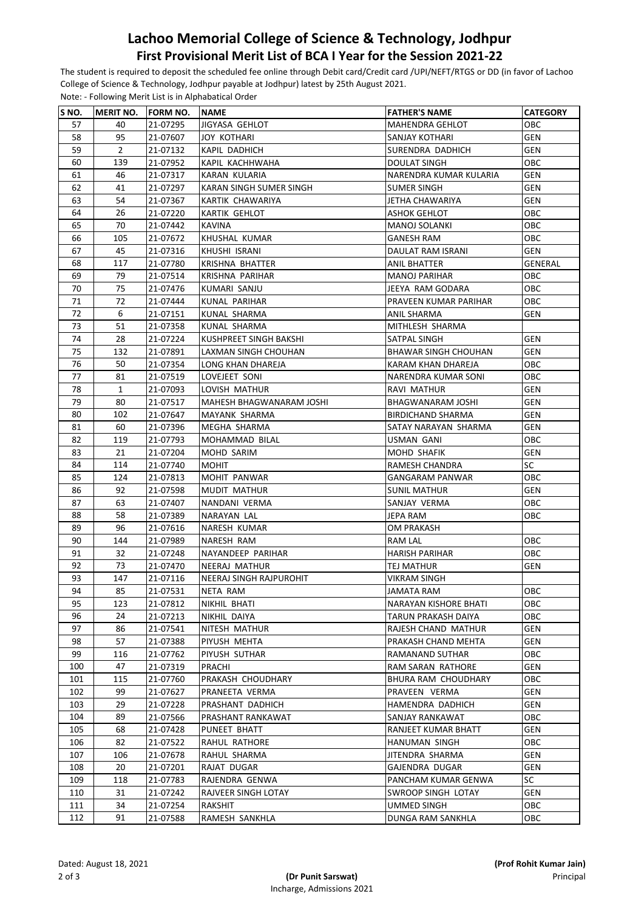# Lachoo Memorial College of Science & Technology, Jodhpur

## First Provisional Merit List of BCA I Year for the Session 2021-22

The student is required to deposit the scheduled fee online through Debit card/Credit card /UPI/NEFT/RTGS or DD (in favor of Lachoo College of Science & Technology, Jodhpur payable at Jodhpur) latest by 25th August 2021.

Note: - Following Merit List is in Alphabatical Order

| S NO. | MERIT NO. | FORM NO. | NAME | FATHER'S NAME | CATEGORY |
|---|---|---|---|---|---|
| 57 | 40 | 21-07295 | JIGYASA GEHLOT | MAHENDRA GEHLOT | OBC |
| 58 | 95 | 21-07607 | JOY KOTHARI | SANJAY KOTHARI | GEN |
| 59 | 2 | 21-07132 | KAPIL DADHICH | SURENDRA DADHICH | GEN |
| 60 | 139 | 21-07952 | KAPIL KACHHWAHA | DOULAT SINGH | OBC |
| 61 | 46 | 21-07317 | KARAN KULARIA | NARENDRA KUMAR KULARIA | GEN |
| 62 | 41 | 21-07297 | KARAN SINGH SUMER SINGH | SUMER SINGH | GEN |
| 63 | 54 | 21-07367 | KARTIK CHAWARIYA | JETHA CHAWARIYA | GEN |
| 64 | 26 | 21-07220 | KARTIK GEHLOT | ASHOK GEHLOT | OBC |
| 65 | 70 | 21-07442 | KAVINA | MANOJ SOLANKI | OBC |
| 66 | 105 | 21-07672 | KHUSHAL KUMAR | GANESH RAM | OBC |
| 67 | 45 | 21-07316 | KHUSHI ISRANI | DAULAT RAM ISRANI | GEN |
| 68 | 117 | 21-07780 | KRISHNA BHATTER | ANIL BHATTER | GENERAL |
| 69 | 79 | 21-07514 | KRISHNA PARIHAR | MANOJ PARIHAR | OBC |
| 70 | 75 | 21-07476 | KUMARI SANJU | JEEYA RAM GODARA | OBC |
| 71 | 72 | 21-07444 | KUNAL PARIHAR | PRAVEEN KUMAR PARIHAR | OBC |
| 72 | 6 | 21-07151 | KUNAL SHARMA | ANIL SHARMA | GEN |
| 73 | 51 | 21-07358 | KUNAL SHARMA | MITHLESH SHARMA | |
| 74 | 28 | 21-07224 | KUSHPREET SINGH BAKSHI | SATPAL SINGH | GEN |
| 75 | 132 | 21-07891 | LAXMAN SINGH CHOUHAN | BHAWAR SINGH CHOUHAN | GEN |
| 76 | 50 | 21-07354 | LONG KHAN DHAREJA | KARAM KHAN DHAREJA | OBC |
| 77 | 81 | 21-07519 | LOVEJEET SONI | NARENDRA KUMAR SONI | OBC |
| 78 | 1 | 21-07093 | LOVISH MATHUR | RAVI MATHUR | GEN |
| 79 | 80 | 21-07517 | MAHESH BHAGWANARAM JOSHI | BHAGWANARAM JOSHI | GEN |
| 80 | 102 | 21-07647 | MAYANK SHARMA | BIRDICHAND SHARMA | GEN |
| 81 | 60 | 21-07396 | MEGHA SHARMA | SATAY NARAYAN SHARMA | GEN |
| 82 | 119 | 21-07793 | MOHAMMAD BILAL | USMAN GANI | OBC |
| 83 | 21 | 21-07204 | MOHD SARIM | MOHD SHAFIK | GEN |
| 84 | 114 | 21-07740 | MOHIT | RAMESH CHANDRA | SC |
| 85 | 124 | 21-07813 | MOHIT PANWAR | GANGARAM PANWAR | OBC |
| 86 | 92 | 21-07598 | MUDIT MATHUR | SUNIL MATHUR | GEN |
| 87 | 63 | 21-07407 | NANDANI VERMA | SANJAY VERMA | OBC |
| 88 | 58 | 21-07389 | NARAYAN LAL | JEPA RAM | OBC |
| 89 | 96 | 21-07616 | NARESH KUMAR | OM PRAKASH | |
| 90 | 144 | 21-07989 | NARESH RAM | RAM LAL | OBC |
| 91 | 32 | 21-07248 | NAYANDEEP PARIHAR | HARISH PARIHAR | OBC |
| 92 | 73 | 21-07470 | NEERAJ MATHUR | TEJ MATHUR | GEN |
| 93 | 147 | 21-07116 | NEERAJ SINGH RAJPUROHIT | VIKRAM SINGH | |
| 94 | 85 | 21-07531 | NETA RAM | JAMATA RAM | OBC |
| 95 | 123 | 21-07812 | NIKHIL BHATI | NARAYAN KISHORE BHATI | OBC |
| 96 | 24 | 21-07213 | NIKHIL DAIYA | TARUN PRAKASH DAIYA | OBC |
| 97 | 86 | 21-07541 | NITESH MATHUR | RAJESH CHAND MATHUR | GEN |
| 98 | 57 | 21-07388 | PIYUSH MEHTA | PRAKASH CHAND MEHTA | GEN |
| 99 | 116 | 21-07762 | PIYUSH SUTHAR | RAMANAND SUTHAR | OBC |
| 100 | 47 | 21-07319 | PRACHI | RAM SARAN RATHORE | GEN |
| 101 | 115 | 21-07760 | PRAKASH CHOUDHARY | BHURA RAM CHOUDHARY | OBC |
| 102 | 99 | 21-07627 | PRANEETA VERMA | PRAVEEN VERMA | GEN |
| 103 | 29 | 21-07228 | PRASHANT DADHICH | HAMENDRA DADHICH | GEN |
| 104 | 89 | 21-07566 | PRASHANT RANKAWAT | SANJAY RANKAWAT | OBC |
| 105 | 68 | 21-07428 | PUNEET BHATT | RANJEET KUMAR BHATT | GEN |
| 106 | 82 | 21-07522 | RAHUL RATHORE | HANUMAN SINGH | OBC |
| 107 | 106 | 21-07678 | RAHUL SHARMA | JITENDRA SHARMA | GEN |
| 108 | 20 | 21-07201 | RAJAT DUGAR | GAJENDRA DUGAR | GEN |
| 109 | 118 | 21-07783 | RAJENDRA GENWA | PANCHAM KUMAR GENWA | SC |
| 110 | 31 | 21-07242 | RAJVEER SINGH LOTAY | SWROOP SINGH LOTAY | GEN |
| 111 | 34 | 21-07254 | RAKSHIT | UMMED SINGH | OBC |
| 112 | 91 | 21-07588 | RAMESH SANKHLA | DUNGA RAM SANKHLA | OBC |

Dated: August 18, 2021

**(Dr Punit Sarswat)**
Incharge, Admissions 2021

**(Prof Rohit Kumar Jain)**
Principal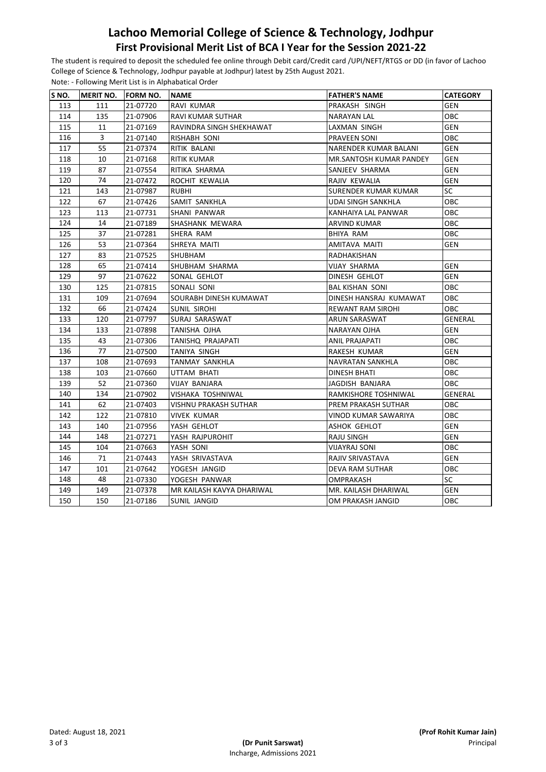# Lachoo Memorial College of Science & Technology, Jodhpur

## First Provisional Merit List of BCA I Year for the Session 2021-22

The student is required to deposit the scheduled fee online through Debit card/Credit card /UPI/NEFT/RTGS or DD (in favor of Lachoo College of Science & Technology, Jodhpur payable at Jodhpur) latest by 25th August 2021.

Note: - Following Merit List is in Alphabatical Order

| S NO. | MERIT NO. | FORM NO. | NAME | FATHER'S NAME | CATEGORY |
|---|---|---|---|---|---|
| 113 | 111 | 21-07720 | RAVI KUMAR | PRAKASH SINGH | GEN |
| 114 | 135 | 21-07906 | RAVI KUMAR SUTHAR | NARAYAN LAL | OBC |
| 115 | 11 | 21-07169 | RAVINDRA SINGH SHEKHAWAT | LAXMAN SINGH | GEN |
| 116 | 3 | 21-07140 | RISHABH SONI | PRAVEEN SONI | OBC |
| 117 | 55 | 21-07374 | RITIK BALANI | NARENDER KUMAR BALANI | GEN |
| 118 | 10 | 21-07168 | RITIK KUMAR | MR.SANTOSH KUMAR PANDEY | GEN |
| 119 | 87 | 21-07554 | RITIKA SHARMA | SANJEEV SHARMA | GEN |
| 120 | 74 | 21-07472 | ROCHIT KEWALIA | RAJIV KEWALIA | GEN |
| 121 | 143 | 21-07987 | RUBHI | SURENDER KUMAR KUMAR | SC |
| 122 | 67 | 21-07426 | SAMIT SANKHLA | UDAI SINGH SANKHLA | OBC |
| 123 | 113 | 21-07731 | SHANI PANWAR | KANHAIYA LAL PANWAR | OBC |
| 124 | 14 | 21-07189 | SHASHANK MEWARA | ARVIND KUMAR | OBC |
| 125 | 37 | 21-07281 | SHERA RAM | BHIYA RAM | OBC |
| 126 | 53 | 21-07364 | SHREYA MAITI | AMITAVA MAITI | GEN |
| 127 | 83 | 21-07525 | SHUBHAM | RADHAKISHAN | |
| 128 | 65 | 21-07414 | SHUBHAM SHARMA | VIJAY SHARMA | GEN |
| 129 | 97 | 21-07622 | SONAL GEHLOT | DINESH GEHLOT | GEN |
| 130 | 125 | 21-07815 | SONALI SONI | BAL KISHAN SONI | OBC |
| 131 | 109 | 21-07694 | SOURABH DINESH KUMAWAT | DINESH HANSRAJ KUMAWAT | OBC |
| 132 | 66 | 21-07424 | SUNIL SIROHI | REWANT RAM SIROHI | OBC |
| 133 | 120 | 21-07797 | SURAJ SARASWAT | ARUN SARASWAT | GENERAL |
| 134 | 133 | 21-07898 | TANISHA OJHA | NARAYAN OJHA | GEN |
| 135 | 43 | 21-07306 | TANISHQ PRAJAPATI | ANIL PRAJAPATI | OBC |
| 136 | 77 | 21-07500 | TANIYA SINGH | RAKESH KUMAR | GEN |
| 137 | 108 | 21-07693 | TANMAY SANKHLA | NAVRATAN SANKHLA | OBC |
| 138 | 103 | 21-07660 | UTTAM BHATI | DINESH BHATI | OBC |
| 139 | 52 | 21-07360 | VIJAY BANJARA | JAGDISH BANJARA | OBC |
| 140 | 134 | 21-07902 | VISHAKA TOSHNIWAL | RAMKISHORE TOSHNIWAL | GENERAL |
| 141 | 62 | 21-07403 | VISHNU PRAKASH SUTHAR | PREM PRAKASH SUTHAR | OBC |
| 142 | 122 | 21-07810 | VIVEK KUMAR | VINOD KUMAR SAWARIYA | OBC |
| 143 | 140 | 21-07956 | YASH GEHLOT | ASHOK GEHLOT | GEN |
| 144 | 148 | 21-07271 | YASH RAJPUROHIT | RAJU SINGH | GEN |
| 145 | 104 | 21-07663 | YASH SONI | VIJAYRAJ SONI | OBC |
| 146 | 71 | 21-07443 | YASH SRIVASTAVA | RAJIV SRIVASTAVA | GEN |
| 147 | 101 | 21-07642 | YOGESH JANGID | DEVA RAM SUTHAR | OBC |
| 148 | 48 | 21-07330 | YOGESH PANWAR | OMPRAKASH | SC |
| 149 | 149 | 21-07378 | MR KAILASH KAVYA DHARIWAL | MR. KAILASH DHARIWAL | GEN |
| 150 | 150 | 21-07186 | SUNIL JANGID | OM PRAKASH JANGID | OBC |

Dated: August 18, 2021

**(Dr Punit Sarswat)**
Incharge, Admissions 2021

**(Prof Rohit Kumar Jain)**
Principal